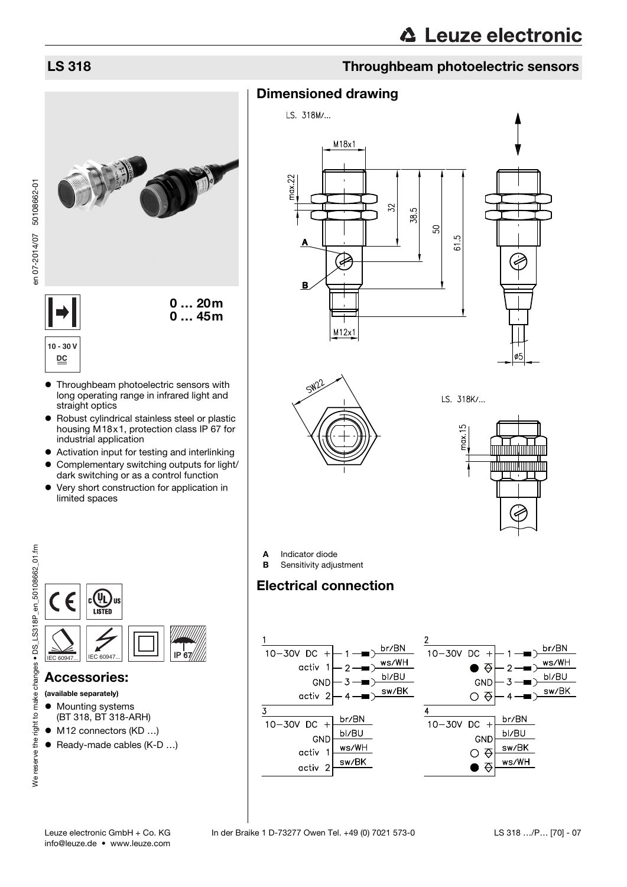# LS 318

## Throughbeam photoelectric sensors

**0 … 20m**
**0 … 45m**

10 - 30 V DC

- Throughbeam photoelectric sensors with long operating range in infrared light and straight optics
- Robust cylindrical stainless steel or plastic housing M18x1, protection class IP 67 for industrial application
- Activation input for testing and interlinking
- Complementary switching outputs for light/dark switching or as a control function
- Very short construction for application in limited spaces

## Accessories:

**(available separately)**

- Mounting systems (BT 318, BT 318-ARH)
- M12 connectors (KD …)
- Ready-made cables (K-D …)

## Dimensioned drawing

LS. 318M/...

LS. 318K/...

**A** Indicator diode
**B** Sensitivity adjustment

## Electrical connection

1

| | Pin | Wire |
|---|---|---|
| 10-30V DC + | 1 | br/BN |
| activ 1 | 2 | ws/WH |
| GND | 3 | bl/BU |
| activ 2 | 4 | sw/BK |

2

| | Pin | Wire |
|---|---|---|
| 10-30V DC + | 1 | br/BN |
| ● | 2 | ws/WH |
| GND | 3 | bl/BU |
| ○ | 4 | sw/BK |

3

| | Wire |
|---|---|
| 10-30V DC + | br/BN |
| GND | bl/BU |
| activ 1 | ws/WH |
| activ 2 | sw/BK |

4

| | Wire |
|---|---|
| 10-30V DC + | br/BN |
| GND | bl/BU |
| ○ | sw/BK |
| ● | ws/WH |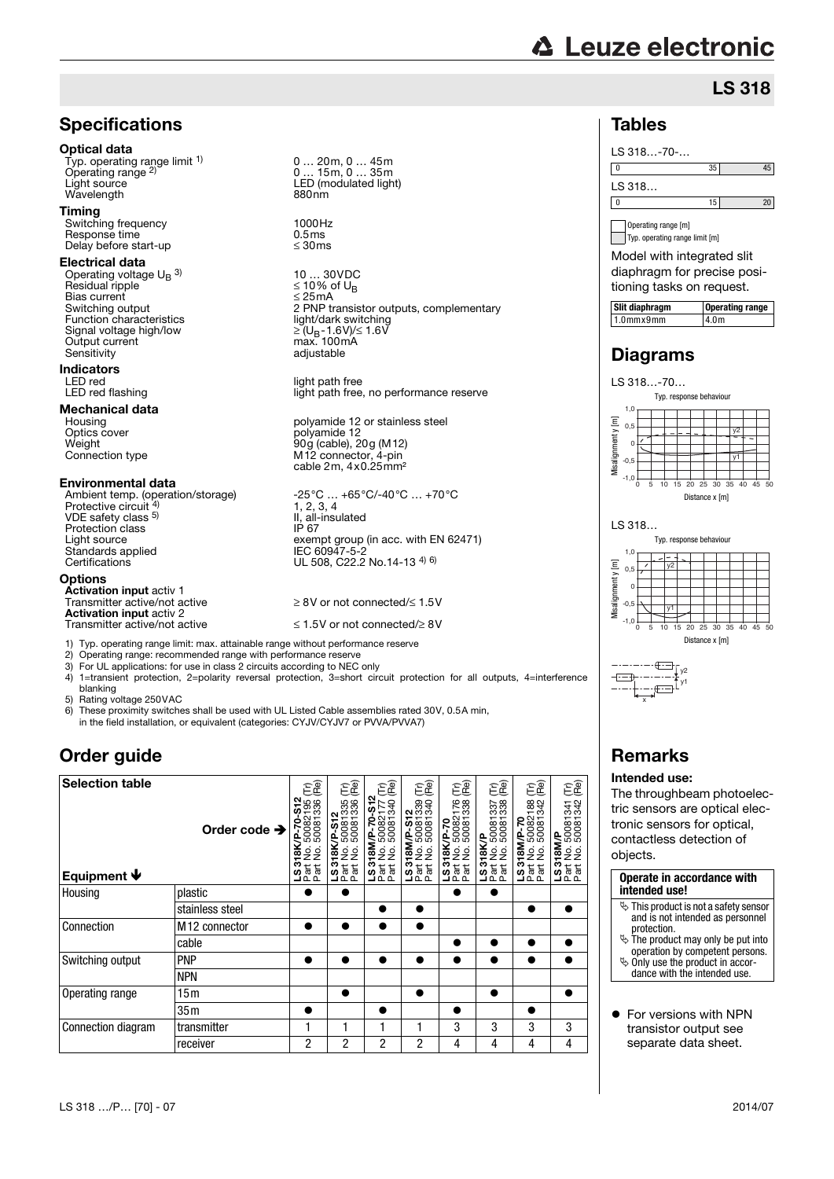# LS 318

## Specifications

### Optical data

| | |
|---|---|
| Typ. operating range limit [1] | 0 … 20m, 0 … 45m |
| Operating range [2] | 0 … 15m, 0 … 35m |
| Light source | LED (modulated light) |
| Wavelength | 880nm |

### Timing

| | |
|---|---|
| Switching frequency | 1000Hz |
| Response time | 0.5ms |
| Delay before start-up | ≤ 30ms |

### Electrical data

| | |
|---|---|
| Operating voltage $U_B$ [3] | 10 … 30VDC |
| Residual ripple | ≤ 10% of $U_B$ |
| Bias current | ≤ 25mA |
| Switching output | 2 PNP transistor outputs, complementary |
| Function characteristics | light/dark switching |
| Signal voltage high/low | ≥ ($U_B$-1.6V)/≤ 1.6V |
| Output current | max. 100mA |
| Sensitivity | adjustable |

### Indicators

| | |
|---|---|
| LED red | light path free |
| LED red flashing | light path free, no performance reserve |

### Mechanical data

| | |
|---|---|
| Housing | polyamide 12 or stainless steel |
| Optics cover | polyamide 12 |
| Weight | 90g (cable), 20g (M12) |
| Connection type | M12 connector, 4-pin<br>cable 2m, 4x0.25mm² |

### Environmental data

| | |
|---|---|
| Ambient temp. (operation/storage) | -25°C … +65°C/-40°C … +70°C |
| Protective circuit [4] | 1, 2, 3, 4 |
| VDE safety class [5] | II, all-insulated |
| Protection class | IP 67 |
| Light source | exempt group (in acc. with EN 62471) |
| Standards applied | IEC 60947-5-2 |
| Certifications | UL 508, C22.2 No.14-13 [4] [6] |

### Options

| | |
|---|---|
| **Activation input** activ 1 | |
| Transmitter active/not active | ≥ 8V or not connected/≤ 1.5V |
| **Activation input** activ 2 | |
| Transmitter active/not active | ≤ 1.5V or not connected/≥ 8V |

1) Typ. operating range limit: max. attainable range without performance reserve
2) Operating range: recommended range with performance reserve
3) For UL applications: for use in class 2 circuits according to NEC only
4) 1=transient protection, 2=polarity reversal protection, 3=short circuit protection for all outputs, 4=interference blanking
5) Rating voltage 250VAC
6) These proximity switches shall be used with UL Listed Cable assemblies rated 30V, 0.5A min, in the field installation, or equivalent (categories: CYJV/CYJV7 or PVVA/PVVA7)

## Tables

LS 318…-70-…

0 | 35 | 45

LS 318…

0 | 15 | 20

Operating range [m]
Typ. operating range limit [m]

Model with integrated slit diaphragm for precise positioning tasks on request.

| Slit diaphragm | Operating range |
|---|---|
| 1.0mmx9mm | 4.0m |

## Diagrams

LS 318…-70…

Typ. response behaviour

Misalignment y [m]
1,0
0,5
0
-0,5
-1,0
y2
y1
0 5 10 15 20 25 30 35 40 45 50
Distance x [m]

LS 318…

Typ. response behaviour

Misalignment y [m]
1,0
0,5
0
-0,5
-1,0
y2
y1
0 5 10 15 20 25 30 35 40 45 50
Distance x [m]

y2
y1
x

## Order guide

| Selection table<br>Order code ➔<br>Equipment ↓ | | **LS 318K/P-70-S12** Part No. 50082195 (Tr) Part No. 50081336 (Re) | **LS 318K/P-S12** Part No. 50081335 (Tr) Part No. 50081336 (Re) | **LS 318M/P-70-S12** Part No. 50082177 (Tr) Part No. 50081340 (Re) | **LS 318M/P-S12** Part No. 50081339 (Tr) Part No. 50081340 (Re) | **LS 318K/P-70** Part No. 50082176 (Tr) Part No. 50081338 (Re) | **LS 318K/P** Part No. 50081337 (Tr) Part No. 50081338 (Re) | **LS 318M/P-70** Part No. 50082188 (Tr) Part No. 50081342 (Re) | **LS 318M/P** Part No. 50081341 (Tr) Part No. 50081342 (Re) |
|---|---|---|---|---|---|---|---|---|---|
| Housing | plastic | ● | ● | | | ● | ● | | |
| | stainless steel | | | ● | ● | | | ● | ● |
| Connection | M12 connector | ● | ● | ● | ● | | | | |
| | cable | | | | | ● | ● | ● | ● |
| Switching output | PNP | ● | ● | ● | ● | ● | ● | ● | ● |
| | NPN | | | | | | | | |
| Operating range | 15m | | ● | | ● | | ● | | ● |
| | 35m | ● | | ● | | ● | | ● | |
| Connection diagram | transmitter | 1 | 1 | 1 | 1 | 3 | 3 | 3 | 3 |
| | receiver | 2 | 2 | 2 | 2 | 4 | 4 | 4 | 4 |

## Remarks

**Intended use:**

The throughbeam photoelectric sensors are optical electronic sensors for optical, contactless detection of objects.

**Operate in accordance with intended use!**

- This product is not a safety sensor and is not intended as personnel protection.
- The product may only be put into operation by competent persons.
- Only use the product in accordance with the intended use.

- For versions with NPN transistor output see separate data sheet.